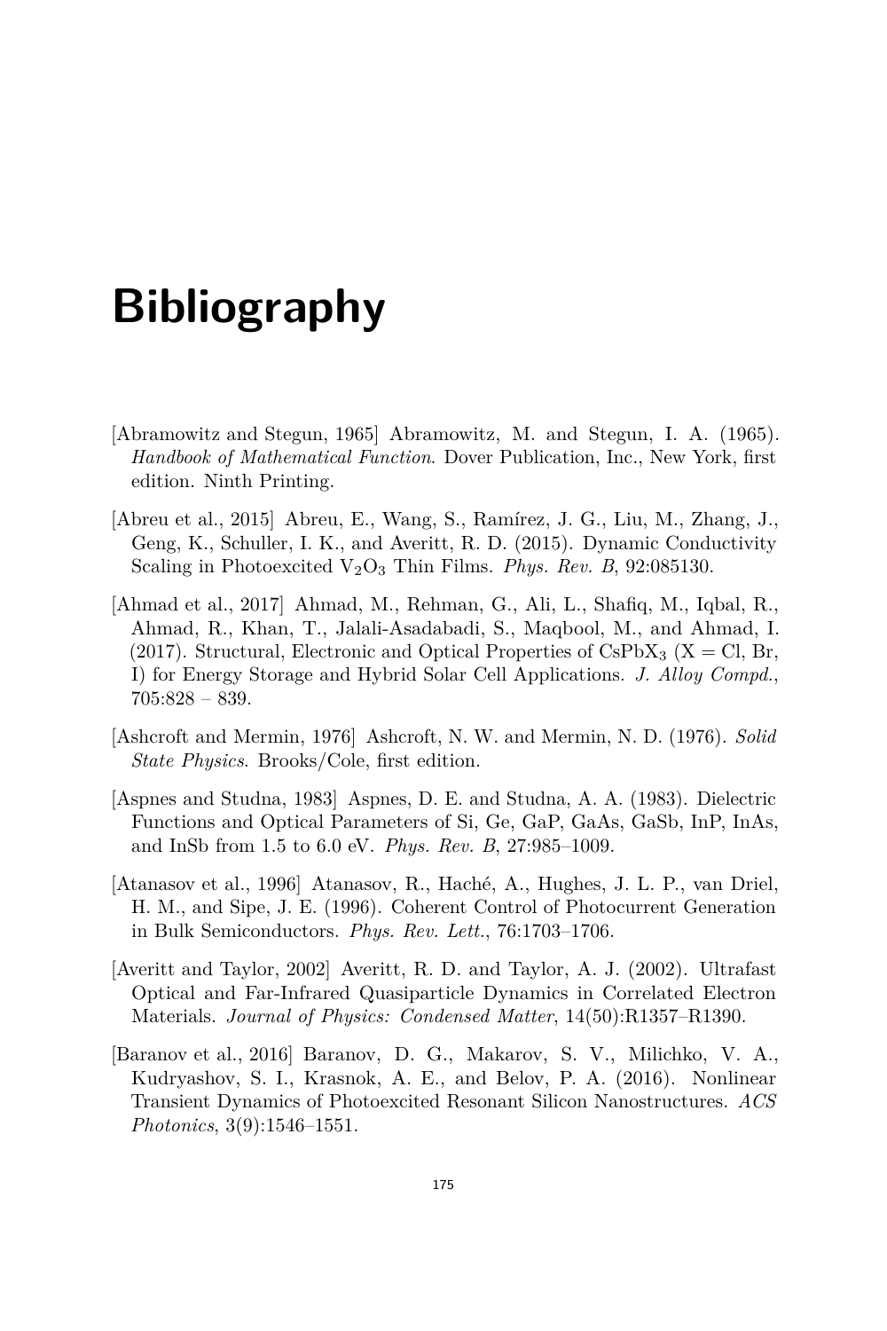# Bibliography

[Abramowitz and Stegun, 1965] Abramowitz, M. and Stegun, I. A. (1965). *Handbook of Mathematical Function*. Dover Publication, Inc., New York, first edition. Ninth Printing.

[Abreu et al., 2015] Abreu, E., Wang, S., Ramírez, J. G., Liu, M., Zhang, J., Geng, K., Schuller, I. K., and Averitt, R. D. (2015). Dynamic Conductivity Scaling in Photoexcited $V_2O_3$ Thin Films. *Phys. Rev. B*, 92:085130.

[Ahmad et al., 2017] Ahmad, M., Rehman, G., Ali, L., Shafiq, M., Iqbal, R., Ahmad, R., Khan, T., Jalali-Asadabadi, S., Maqbool, M., and Ahmad, I. (2017). Structural, Electronic and Optical Properties of $CsPbX_3$ (X = Cl, Br, I) for Energy Storage and Hybrid Solar Cell Applications. *J. Alloy Compd.*, 705:828 – 839.

[Ashcroft and Mermin, 1976] Ashcroft, N. W. and Mermin, N. D. (1976). *Solid State Physics*. Brooks/Cole, first edition.

[Aspnes and Studna, 1983] Aspnes, D. E. and Studna, A. A. (1983). Dielectric Functions and Optical Parameters of Si, Ge, GaP, GaAs, GaSb, InP, InAs, and InSb from 1.5 to 6.0 eV. *Phys. Rev. B*, 27:985–1009.

[Atanasov et al., 1996] Atanasov, R., Haché, A., Hughes, J. L. P., van Driel, H. M., and Sipe, J. E. (1996). Coherent Control of Photocurrent Generation in Bulk Semiconductors. *Phys. Rev. Lett.*, 76:1703–1706.

[Averitt and Taylor, 2002] Averitt, R. D. and Taylor, A. J. (2002). Ultrafast Optical and Far-Infrared Quasiparticle Dynamics in Correlated Electron Materials. *Journal of Physics: Condensed Matter*, 14(50):R1357–R1390.

[Baranov et al., 2016] Baranov, D. G., Makarov, S. V., Milichko, V. A., Kudryashov, S. I., Krasnok, A. E., and Belov, P. A. (2016). Nonlinear Transient Dynamics of Photoexcited Resonant Silicon Nanostructures. *ACS Photonics*, 3(9):1546–1551.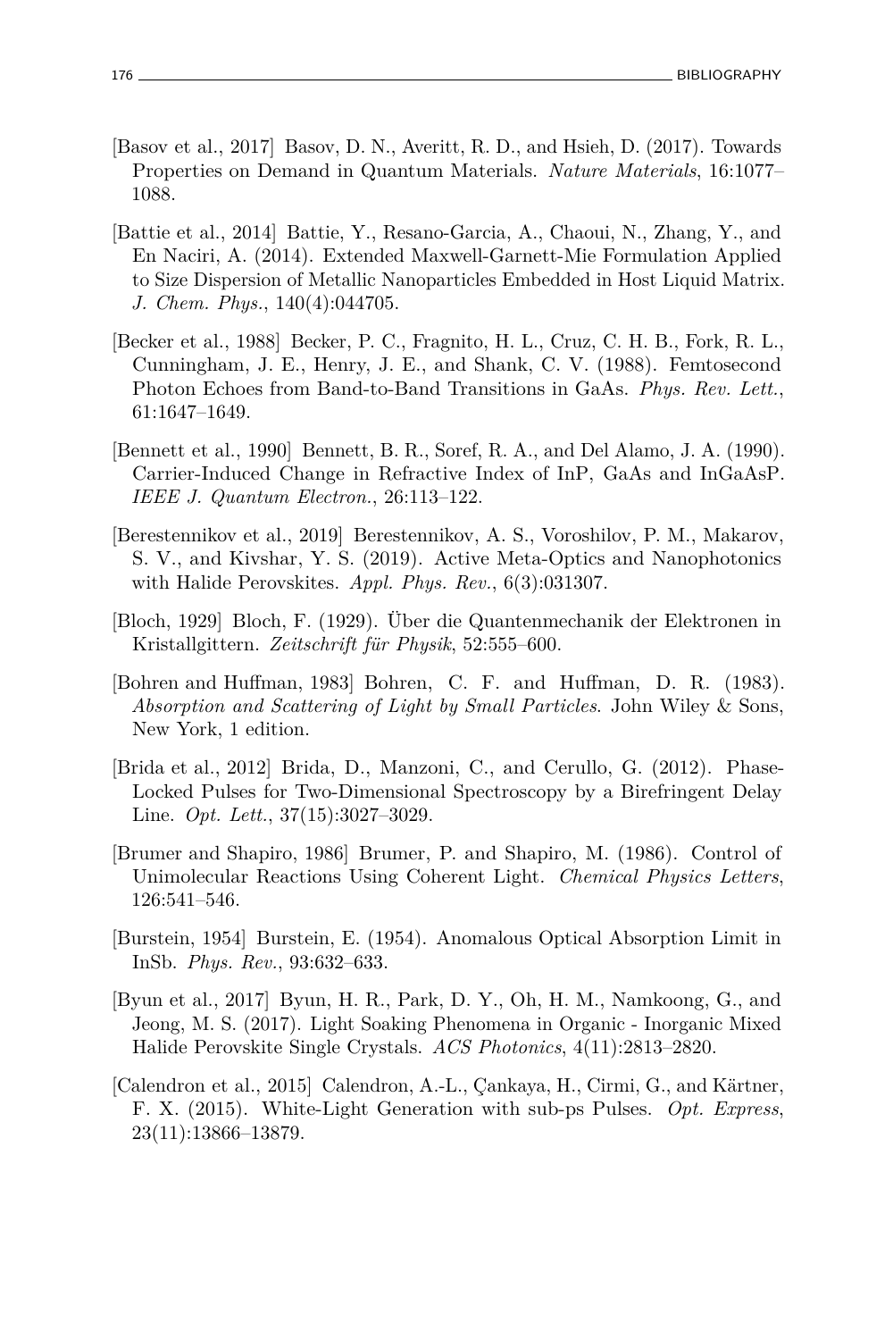[Basov et al., 2017] Basov, D. N., Averitt, R. D., and Hsieh, D. (2017). Towards Properties on Demand in Quantum Materials. *Nature Materials*, 16:1077–1088.

[Battie et al., 2014] Battie, Y., Resano-Garcia, A., Chaoui, N., Zhang, Y., and En Naciri, A. (2014). Extended Maxwell-Garnett-Mie Formulation Applied to Size Dispersion of Metallic Nanoparticles Embedded in Host Liquid Matrix. *J. Chem. Phys.*, 140(4):044705.

[Becker et al., 1988] Becker, P. C., Fragnito, H. L., Cruz, C. H. B., Fork, R. L., Cunningham, J. E., Henry, J. E., and Shank, C. V. (1988). Femtosecond Photon Echoes from Band-to-Band Transitions in GaAs. *Phys. Rev. Lett.*, 61:1647–1649.

[Bennett et al., 1990] Bennett, B. R., Soref, R. A., and Del Alamo, J. A. (1990). Carrier-Induced Change in Refractive Index of InP, GaAs and InGaAsP. *IEEE J. Quantum Electron.*, 26:113–122.

[Berestennikov et al., 2019] Berestennikov, A. S., Voroshilov, P. M., Makarov, S. V., and Kivshar, Y. S. (2019). Active Meta-Optics and Nanophotonics with Halide Perovskites. *Appl. Phys. Rev.*, 6(3):031307.

[Bloch, 1929] Bloch, F. (1929). Über die Quantenmechanik der Elektronen in Kristallgittern. *Zeitschrift für Physik*, 52:555–600.

[Bohren and Huffman, 1983] Bohren, C. F. and Huffman, D. R. (1983). *Absorption and Scattering of Light by Small Particles*. John Wiley & Sons, New York, 1 edition.

[Brida et al., 2012] Brida, D., Manzoni, C., and Cerullo, G. (2012). Phase-Locked Pulses for Two-Dimensional Spectroscopy by a Birefringent Delay Line. *Opt. Lett.*, 37(15):3027–3029.

[Brumer and Shapiro, 1986] Brumer, P. and Shapiro, M. (1986). Control of Unimolecular Reactions Using Coherent Light. *Chemical Physics Letters*, 126:541–546.

[Burstein, 1954] Burstein, E. (1954). Anomalous Optical Absorption Limit in InSb. *Phys. Rev.*, 93:632–633.

[Byun et al., 2017] Byun, H. R., Park, D. Y., Oh, H. M., Namkoong, G., and Jeong, M. S. (2017). Light Soaking Phenomena in Organic - Inorganic Mixed Halide Perovskite Single Crystals. *ACS Photonics*, 4(11):2813–2820.

[Calendron et al., 2015] Calendron, A.-L., Çankaya, H., Cirmi, G., and Kärtner, F. X. (2015). White-Light Generation with sub-ps Pulses. *Opt. Express*, 23(11):13866–13879.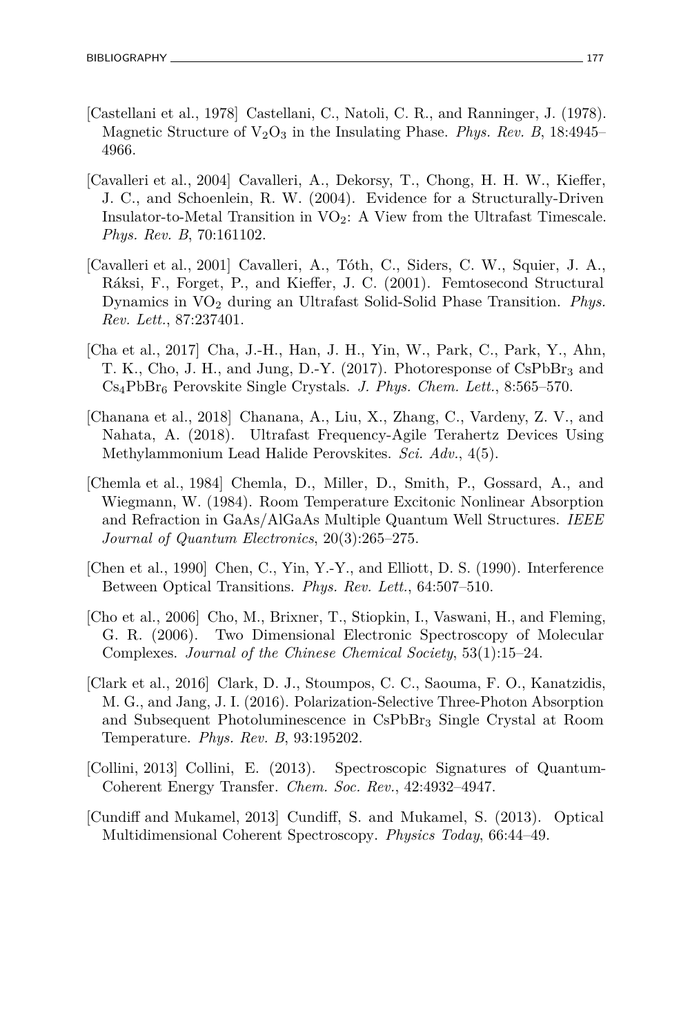[Castellani et al., 1978] Castellani, C., Natoli, C. R., and Ranninger, J. (1978). Magnetic Structure of $V_2O_3$ in the Insulating Phase. *Phys. Rev. B*, 18:4945–4966.

[Cavalleri et al., 2004] Cavalleri, A., Dekorsy, T., Chong, H. H. W., Kieffer, J. C., and Schoenlein, R. W. (2004). Evidence for a Structurally-Driven Insulator-to-Metal Transition in $VO_2$: A View from the Ultrafast Timescale. *Phys. Rev. B*, 70:161102.

[Cavalleri et al., 2001] Cavalleri, A., Tóth, C., Siders, C. W., Squier, J. A., Ráksi, F., Forget, P., and Kieffer, J. C. (2001). Femtosecond Structural Dynamics in $VO_2$ during an Ultrafast Solid-Solid Phase Transition. *Phys. Rev. Lett.*, 87:237401.

[Cha et al., 2017] Cha, J.-H., Han, J. H., Yin, W., Park, C., Park, Y., Ahn, T. K., Cho, J. H., and Jung, D.-Y. (2017). Photoresponse of $CsPbBr_3$ and $Cs_4PbBr_6$ Perovskite Single Crystals. *J. Phys. Chem. Lett.*, 8:565–570.

[Chanana et al., 2018] Chanana, A., Liu, X., Zhang, C., Vardeny, Z. V., and Nahata, A. (2018). Ultrafast Frequency-Agile Terahertz Devices Using Methylammonium Lead Halide Perovskites. *Sci. Adv.*, 4(5).

[Chemla et al., 1984] Chemla, D., Miller, D., Smith, P., Gossard, A., and Wiegmann, W. (1984). Room Temperature Excitonic Nonlinear Absorption and Refraction in GaAs/AlGaAs Multiple Quantum Well Structures. *IEEE Journal of Quantum Electronics*, 20(3):265–275.

[Chen et al., 1990] Chen, C., Yin, Y.-Y., and Elliott, D. S. (1990). Interference Between Optical Transitions. *Phys. Rev. Lett.*, 64:507–510.

[Cho et al., 2006] Cho, M., Brixner, T., Stiopkin, I., Vaswani, H., and Fleming, G. R. (2006). Two Dimensional Electronic Spectroscopy of Molecular Complexes. *Journal of the Chinese Chemical Society*, 53(1):15–24.

[Clark et al., 2016] Clark, D. J., Stoumpos, C. C., Saouma, F. O., Kanatzidis, M. G., and Jang, J. I. (2016). Polarization-Selective Three-Photon Absorption and Subsequent Photoluminescence in $CsPbBr_3$ Single Crystal at Room Temperature. *Phys. Rev. B*, 93:195202.

[Collini, 2013] Collini, E. (2013). Spectroscopic Signatures of Quantum-Coherent Energy Transfer. *Chem. Soc. Rev.*, 42:4932–4947.

[Cundiff and Mukamel, 2013] Cundiff, S. and Mukamel, S. (2013). Optical Multidimensional Coherent Spectroscopy. *Physics Today*, 66:44–49.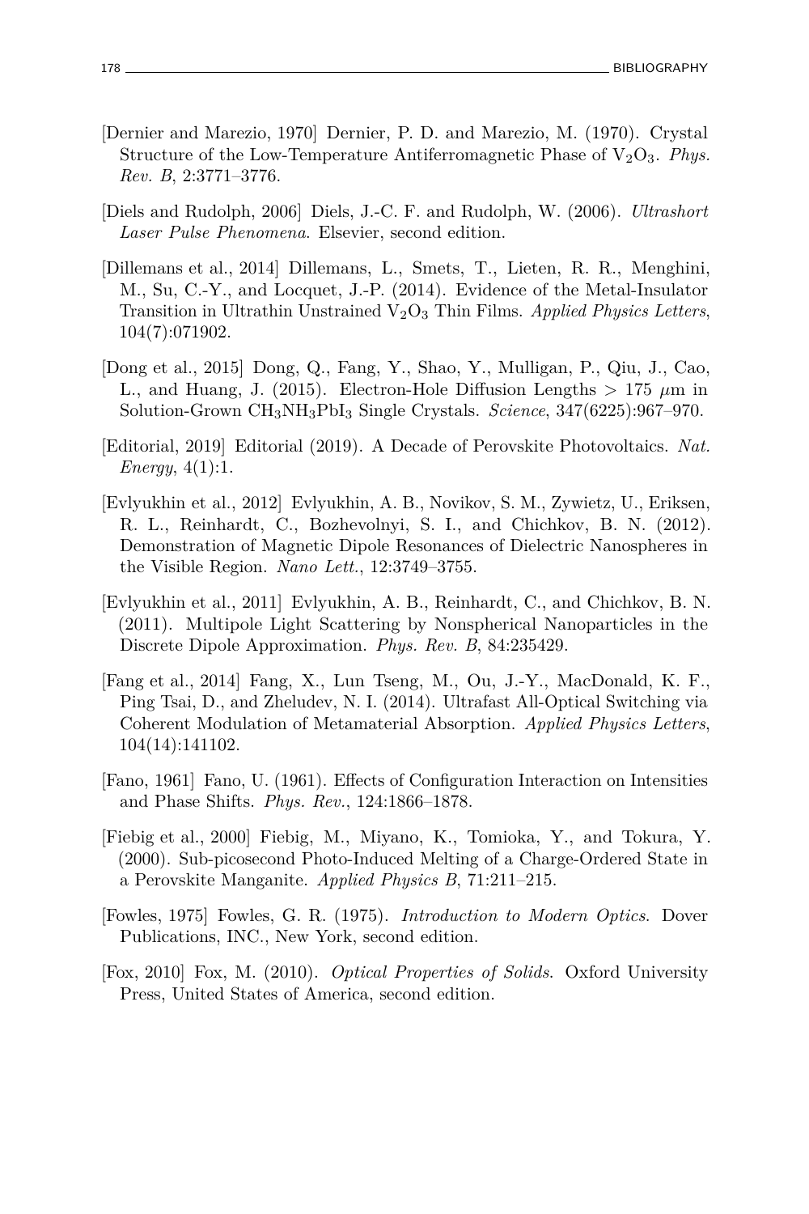[Dernier and Marezio, 1970] Dernier, P. D. and Marezio, M. (1970). Crystal Structure of the Low-Temperature Antiferromagnetic Phase of $V_2O_3$. *Phys. Rev. B*, 2:3771–3776.

[Diels and Rudolph, 2006] Diels, J.-C. F. and Rudolph, W. (2006). *Ultrashort Laser Pulse Phenomena*. Elsevier, second edition.

[Dillemans et al., 2014] Dillemans, L., Smets, T., Lieten, R. R., Menghini, M., Su, C.-Y., and Locquet, J.-P. (2014). Evidence of the Metal-Insulator Transition in Ultrathin Unstrained $V_2O_3$ Thin Films. *Applied Physics Letters*, 104(7):071902.

[Dong et al., 2015] Dong, Q., Fang, Y., Shao, Y., Mulligan, P., Qiu, J., Cao, L., and Huang, J. (2015). Electron-Hole Diffusion Lengths > 175 $\mu$m in Solution-Grown $CH_3NH_3PbI_3$ Single Crystals. *Science*, 347(6225):967–970.

[Editorial, 2019] Editorial (2019). A Decade of Perovskite Photovoltaics. *Nat. Energy*, 4(1):1.

[Evlyukhin et al., 2012] Evlyukhin, A. B., Novikov, S. M., Zywietz, U., Eriksen, R. L., Reinhardt, C., Bozhevolnyi, S. I., and Chichkov, B. N. (2012). Demonstration of Magnetic Dipole Resonances of Dielectric Nanospheres in the Visible Region. *Nano Lett.*, 12:3749–3755.

[Evlyukhin et al., 2011] Evlyukhin, A. B., Reinhardt, C., and Chichkov, B. N. (2011). Multipole Light Scattering by Nonspherical Nanoparticles in the Discrete Dipole Approximation. *Phys. Rev. B*, 84:235429.

[Fang et al., 2014] Fang, X., Lun Tseng, M., Ou, J.-Y., MacDonald, K. F., Ping Tsai, D., and Zheludev, N. I. (2014). Ultrafast All-Optical Switching via Coherent Modulation of Metamaterial Absorption. *Applied Physics Letters*, 104(14):141102.

[Fano, 1961] Fano, U. (1961). Effects of Configuration Interaction on Intensities and Phase Shifts. *Phys. Rev.*, 124:1866–1878.

[Fiebig et al., 2000] Fiebig, M., Miyano, K., Tomioka, Y., and Tokura, Y. (2000). Sub-picosecond Photo-Induced Melting of a Charge-Ordered State in a Perovskite Manganite. *Applied Physics B*, 71:211–215.

[Fowles, 1975] Fowles, G. R. (1975). *Introduction to Modern Optics*. Dover Publications, INC., New York, second edition.

[Fox, 2010] Fox, M. (2010). *Optical Properties of Solids*. Oxford University Press, United States of America, second edition.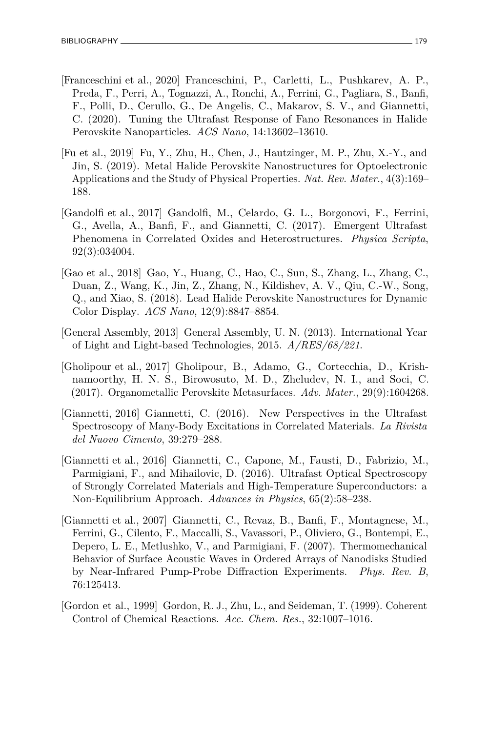[Franceschini et al., 2020] Franceschini, P., Carletti, L., Pushkarev, A. P., Preda, F., Perri, A., Tognazzi, A., Ronchi, A., Ferrini, G., Pagliara, S., Banfi, F., Polli, D., Cerullo, G., De Angelis, C., Makarov, S. V., and Giannetti, C. (2020). Tuning the Ultrafast Response of Fano Resonances in Halide Perovskite Nanoparticles. *ACS Nano*, 14:13602–13610.

[Fu et al., 2019] Fu, Y., Zhu, H., Chen, J., Hautzinger, M. P., Zhu, X.-Y., and Jin, S. (2019). Metal Halide Perovskite Nanostructures for Optoelectronic Applications and the Study of Physical Properties. *Nat. Rev. Mater.*, 4(3):169–188.

[Gandolfi et al., 2017] Gandolfi, M., Celardo, G. L., Borgonovi, F., Ferrini, G., Avella, A., Banfi, F., and Giannetti, C. (2017). Emergent Ultrafast Phenomena in Correlated Oxides and Heterostructures. *Physica Scripta*, 92(3):034004.

[Gao et al., 2018] Gao, Y., Huang, C., Hao, C., Sun, S., Zhang, L., Zhang, C., Duan, Z., Wang, K., Jin, Z., Zhang, N., Kildishev, A. V., Qiu, C.-W., Song, Q., and Xiao, S. (2018). Lead Halide Perovskite Nanostructures for Dynamic Color Display. *ACS Nano*, 12(9):8847–8854.

[General Assembly, 2013] General Assembly, U. N. (2013). International Year of Light and Light-based Technologies, 2015. *A/RES/68/221*.

[Gholipour et al., 2017] Gholipour, B., Adamo, G., Cortecchia, D., Krishnamoorthy, H. N. S., Birowosuto, M. D., Zheludev, N. I., and Soci, C. (2017). Organometallic Perovskite Metasurfaces. *Adv. Mater.*, 29(9):1604268.

[Giannetti, 2016] Giannetti, C. (2016). New Perspectives in the Ultrafast Spectroscopy of Many-Body Excitations in Correlated Materials. *La Rivista del Nuovo Cimento*, 39:279–288.

[Giannetti et al., 2016] Giannetti, C., Capone, M., Fausti, D., Fabrizio, M., Parmigiani, F., and Mihailovic, D. (2016). Ultrafast Optical Spectroscopy of Strongly Correlated Materials and High-Temperature Superconductors: a Non-Equilibrium Approach. *Advances in Physics*, 65(2):58–238.

[Giannetti et al., 2007] Giannetti, C., Revaz, B., Banfi, F., Montagnese, M., Ferrini, G., Cilento, F., Maccalli, S., Vavassori, P., Oliviero, G., Bontempi, E., Depero, L. E., Metlushko, V., and Parmigiani, F. (2007). Thermomechanical Behavior of Surface Acoustic Waves in Ordered Arrays of Nanodisks Studied by Near-Infrared Pump-Probe Diffraction Experiments. *Phys. Rev. B*, 76:125413.

[Gordon et al., 1999] Gordon, R. J., Zhu, L., and Seideman, T. (1999). Coherent Control of Chemical Reactions. *Acc. Chem. Res.*, 32:1007–1016.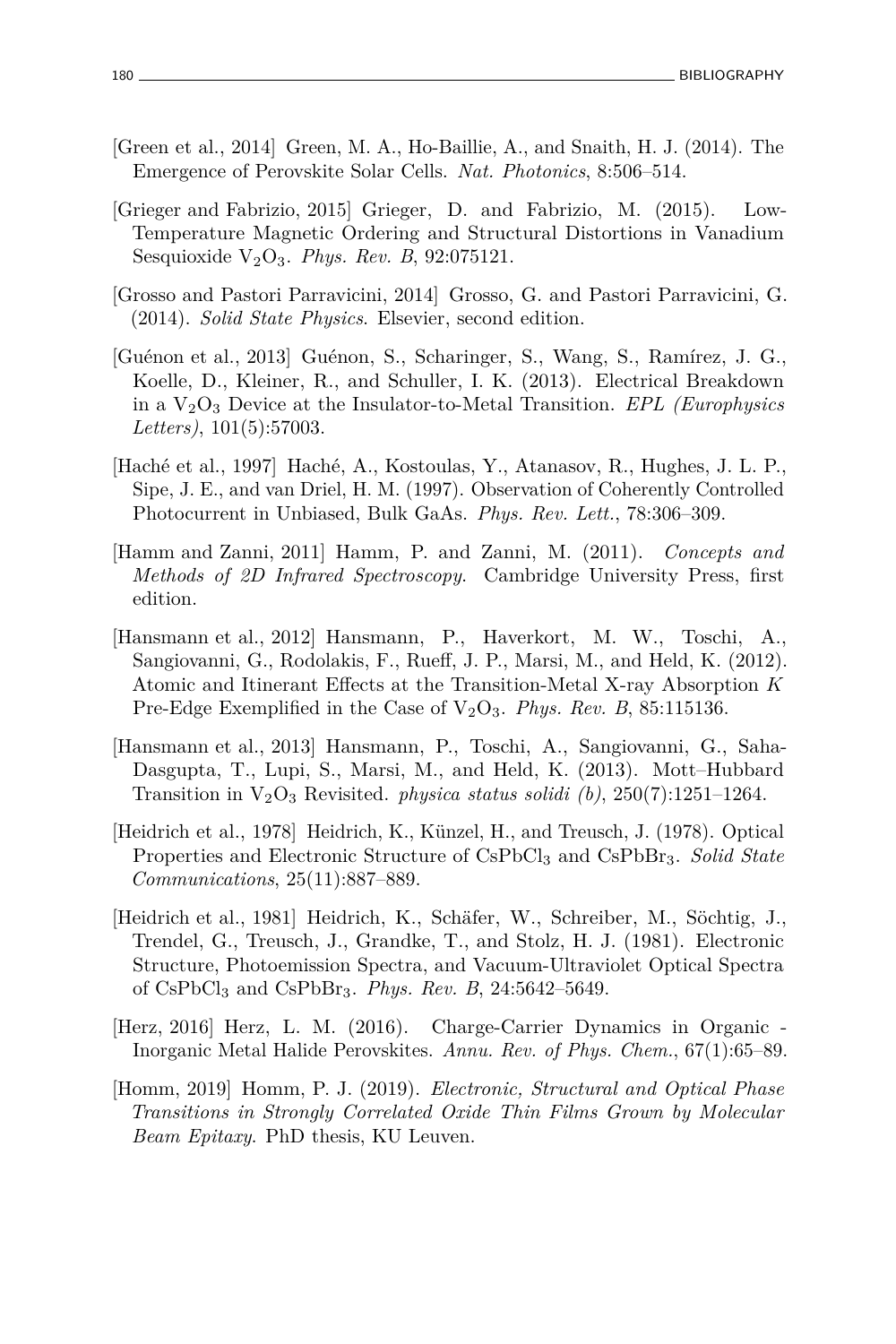[Green et al., 2014] Green, M. A., Ho-Baillie, A., and Snaith, H. J. (2014). The Emergence of Perovskite Solar Cells. *Nat. Photonics*, 8:506–514.

[Grieger and Fabrizio, 2015] Grieger, D. and Fabrizio, M. (2015). Low-Temperature Magnetic Ordering and Structural Distortions in Vanadium Sesquioxide $V_2O_3$. *Phys. Rev. B*, 92:075121.

[Grosso and Pastori Parravicini, 2014] Grosso, G. and Pastori Parravicini, G. (2014). *Solid State Physics*. Elsevier, second edition.

[Guénon et al., 2013] Guénon, S., Scharinger, S., Wang, S., Ramírez, J. G., Koelle, D., Kleiner, R., and Schuller, I. K. (2013). Electrical Breakdown in a $V_2O_3$ Device at the Insulator-to-Metal Transition. *EPL (Europhysics Letters)*, 101(5):57003.

[Haché et al., 1997] Haché, A., Kostoulas, Y., Atanasov, R., Hughes, J. L. P., Sipe, J. E., and van Driel, H. M. (1997). Observation of Coherently Controlled Photocurrent in Unbiased, Bulk GaAs. *Phys. Rev. Lett.*, 78:306–309.

[Hamm and Zanni, 2011] Hamm, P. and Zanni, M. (2011). *Concepts and Methods of 2D Infrared Spectroscopy*. Cambridge University Press, first edition.

[Hansmann et al., 2012] Hansmann, P., Haverkort, M. W., Toschi, A., Sangiovanni, G., Rodolakis, F., Rueff, J. P., Marsi, M., and Held, K. (2012). Atomic and Itinerant Effects at the Transition-Metal X-ray Absorption $K$ Pre-Edge Exemplified in the Case of $V_2O_3$. *Phys. Rev. B*, 85:115136.

[Hansmann et al., 2013] Hansmann, P., Toschi, A., Sangiovanni, G., Saha-Dasgupta, T., Lupi, S., Marsi, M., and Held, K. (2013). Mott–Hubbard Transition in $V_2O_3$ Revisited. *physica status solidi (b)*, 250(7):1251–1264.

[Heidrich et al., 1978] Heidrich, K., Künzel, H., and Treusch, J. (1978). Optical Properties and Electronic Structure of $CsPbCl_3$ and $CsPbBr_3$. *Solid State Communications*, 25(11):887–889.

[Heidrich et al., 1981] Heidrich, K., Schäfer, W., Schreiber, M., Söchtig, J., Trendel, G., Treusch, J., Grandke, T., and Stolz, H. J. (1981). Electronic Structure, Photoemission Spectra, and Vacuum-Ultraviolet Optical Spectra of $CsPbCl_3$ and $CsPbBr_3$. *Phys. Rev. B*, 24:5642–5649.

[Herz, 2016] Herz, L. M. (2016). Charge-Carrier Dynamics in Organic - Inorganic Metal Halide Perovskites. *Annu. Rev. of Phys. Chem.*, 67(1):65–89.

[Homm, 2019] Homm, P. J. (2019). *Electronic, Structural and Optical Phase Transitions in Strongly Correlated Oxide Thin Films Grown by Molecular Beam Epitaxy*. PhD thesis, KU Leuven.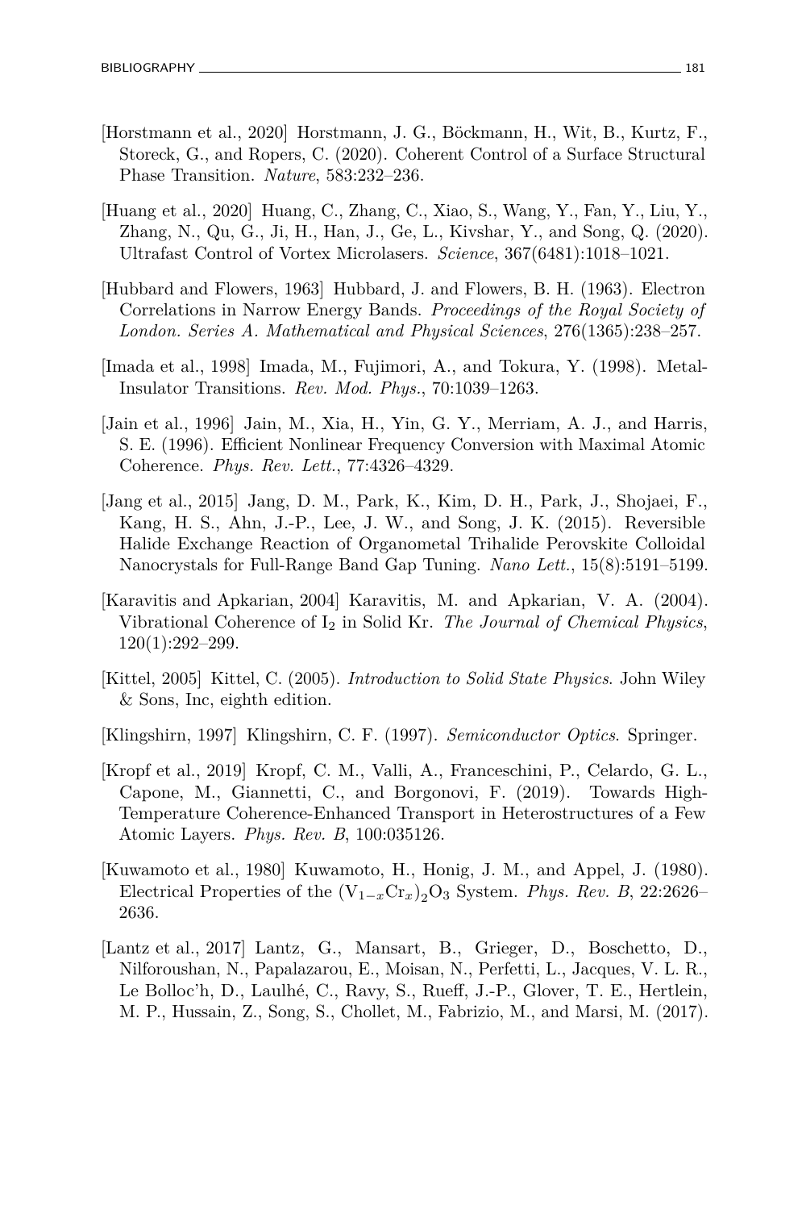[Horstmann et al., 2020] Horstmann, J. G., Böckmann, H., Wit, B., Kurtz, F., Storeck, G., and Ropers, C. (2020). Coherent Control of a Surface Structural Phase Transition. *Nature*, 583:232–236.

[Huang et al., 2020] Huang, C., Zhang, C., Xiao, S., Wang, Y., Fan, Y., Liu, Y., Zhang, N., Qu, G., Ji, H., Han, J., Ge, L., Kivshar, Y., and Song, Q. (2020). Ultrafast Control of Vortex Microlasers. *Science*, 367(6481):1018–1021.

[Hubbard and Flowers, 1963] Hubbard, J. and Flowers, B. H. (1963). Electron Correlations in Narrow Energy Bands. *Proceedings of the Royal Society of London. Series A. Mathematical and Physical Sciences*, 276(1365):238–257.

[Imada et al., 1998] Imada, M., Fujimori, A., and Tokura, Y. (1998). Metal-Insulator Transitions. *Rev. Mod. Phys.*, 70:1039–1263.

[Jain et al., 1996] Jain, M., Xia, H., Yin, G. Y., Merriam, A. J., and Harris, S. E. (1996). Efficient Nonlinear Frequency Conversion with Maximal Atomic Coherence. *Phys. Rev. Lett.*, 77:4326–4329.

[Jang et al., 2015] Jang, D. M., Park, K., Kim, D. H., Park, J., Shojaei, F., Kang, H. S., Ahn, J.-P., Lee, J. W., and Song, J. K. (2015). Reversible Halide Exchange Reaction of Organometal Trihalide Perovskite Colloidal Nanocrystals for Full-Range Band Gap Tuning. *Nano Lett.*, 15(8):5191–5199.

[Karavitis and Apkarian, 2004] Karavitis, M. and Apkarian, V. A. (2004). Vibrational Coherence of $I_2$ in Solid Kr. *The Journal of Chemical Physics*, 120(1):292–299.

[Kittel, 2005] Kittel, C. (2005). *Introduction to Solid State Physics*. John Wiley & Sons, Inc, eighth edition.

[Klingshirn, 1997] Klingshirn, C. F. (1997). *Semiconductor Optics*. Springer.

[Kropf et al., 2019] Kropf, C. M., Valli, A., Franceschini, P., Celardo, G. L., Capone, M., Giannetti, C., and Borgonovi, F. (2019). Towards High-Temperature Coherence-Enhanced Transport in Heterostructures of a Few Atomic Layers. *Phys. Rev. B*, 100:035126.

[Kuwamoto et al., 1980] Kuwamoto, H., Honig, J. M., and Appel, J. (1980). Electrical Properties of the $(V_{1-x}Cr_x)_2O_3$ System. *Phys. Rev. B*, 22:2626–2636.

[Lantz et al., 2017] Lantz, G., Mansart, B., Grieger, D., Boschetto, D., Nilforoushan, N., Papalazarou, E., Moisan, N., Perfetti, L., Jacques, V. L. R., Le Bolloc'h, D., Laulhé, C., Ravy, S., Rueff, J.-P., Glover, T. E., Hertlein, M. P., Hussain, Z., Song, S., Chollet, M., Fabrizio, M., and Marsi, M. (2017).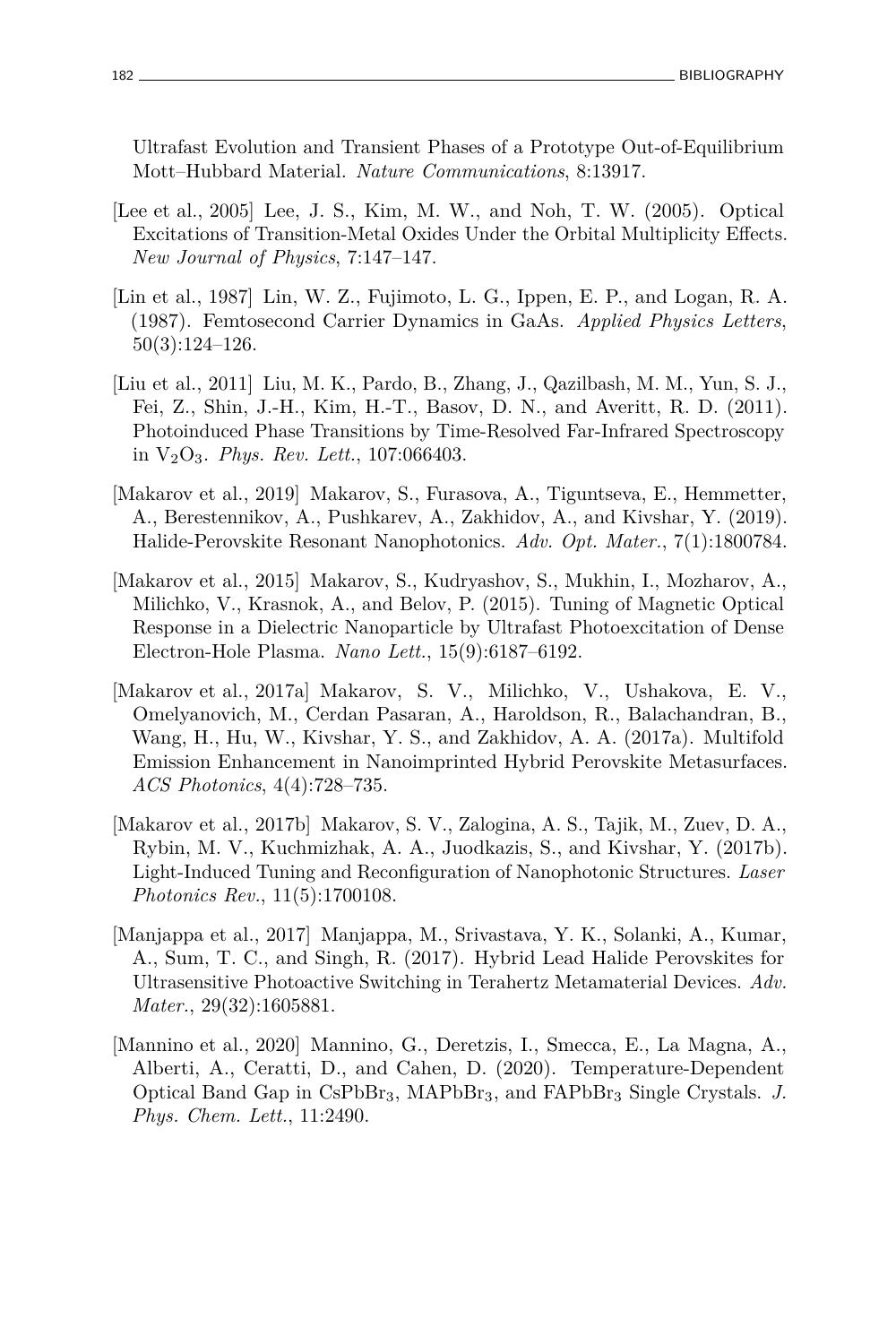Ultrafast Evolution and Transient Phases of a Prototype Out-of-Equilibrium Mott–Hubbard Material. *Nature Communications*, 8:13917.

[Lee et al., 2005] Lee, J. S., Kim, M. W., and Noh, T. W. (2005). Optical Excitations of Transition-Metal Oxides Under the Orbital Multiplicity Effects. *New Journal of Physics*, 7:147–147.

[Lin et al., 1987] Lin, W. Z., Fujimoto, L. G., Ippen, E. P., and Logan, R. A. (1987). Femtosecond Carrier Dynamics in GaAs. *Applied Physics Letters*, 50(3):124–126.

[Liu et al., 2011] Liu, M. K., Pardo, B., Zhang, J., Qazilbash, M. M., Yun, S. J., Fei, Z., Shin, J.-H., Kim, H.-T., Basov, D. N., and Averitt, R. D. (2011). Photoinduced Phase Transitions by Time-Resolved Far-Infrared Spectroscopy in $V_2O_3$. *Phys. Rev. Lett.*, 107:066403.

[Makarov et al., 2019] Makarov, S., Furasova, A., Tiguntseva, E., Hemmetter, A., Berestennikov, A., Pushkarev, A., Zakhidov, A., and Kivshar, Y. (2019). Halide-Perovskite Resonant Nanophotonics. *Adv. Opt. Mater.*, 7(1):1800784.

[Makarov et al., 2015] Makarov, S., Kudryashov, S., Mukhin, I., Mozharov, A., Milichko, V., Krasnok, A., and Belov, P. (2015). Tuning of Magnetic Optical Response in a Dielectric Nanoparticle by Ultrafast Photoexcitation of Dense Electron-Hole Plasma. *Nano Lett.*, 15(9):6187–6192.

[Makarov et al., 2017a] Makarov, S. V., Milichko, V., Ushakova, E. V., Omelyanovich, M., Cerdan Pasaran, A., Haroldson, R., Balachandran, B., Wang, H., Hu, W., Kivshar, Y. S., and Zakhidov, A. A. (2017a). Multifold Emission Enhancement in Nanoimprinted Hybrid Perovskite Metasurfaces. *ACS Photonics*, 4(4):728–735.

[Makarov et al., 2017b] Makarov, S. V., Zalogina, A. S., Tajik, M., Zuev, D. A., Rybin, M. V., Kuchmizhak, A. A., Juodkazis, S., and Kivshar, Y. (2017b). Light-Induced Tuning and Reconfiguration of Nanophotonic Structures. *Laser Photonics Rev.*, 11(5):1700108.

[Manjappa et al., 2017] Manjappa, M., Srivastava, Y. K., Solanki, A., Kumar, A., Sum, T. C., and Singh, R. (2017). Hybrid Lead Halide Perovskites for Ultrasensitive Photoactive Switching in Terahertz Metamaterial Devices. *Adv. Mater.*, 29(32):1605881.

[Mannino et al., 2020] Mannino, G., Deretzis, I., Smecca, E., La Magna, A., Alberti, A., Ceratti, D., and Cahen, D. (2020). Temperature-Dependent Optical Band Gap in $CsPbBr_3$, $MAPbBr_3$, and $FAPbBr_3$ Single Crystals. *J. Phys. Chem. Lett.*, 11:2490.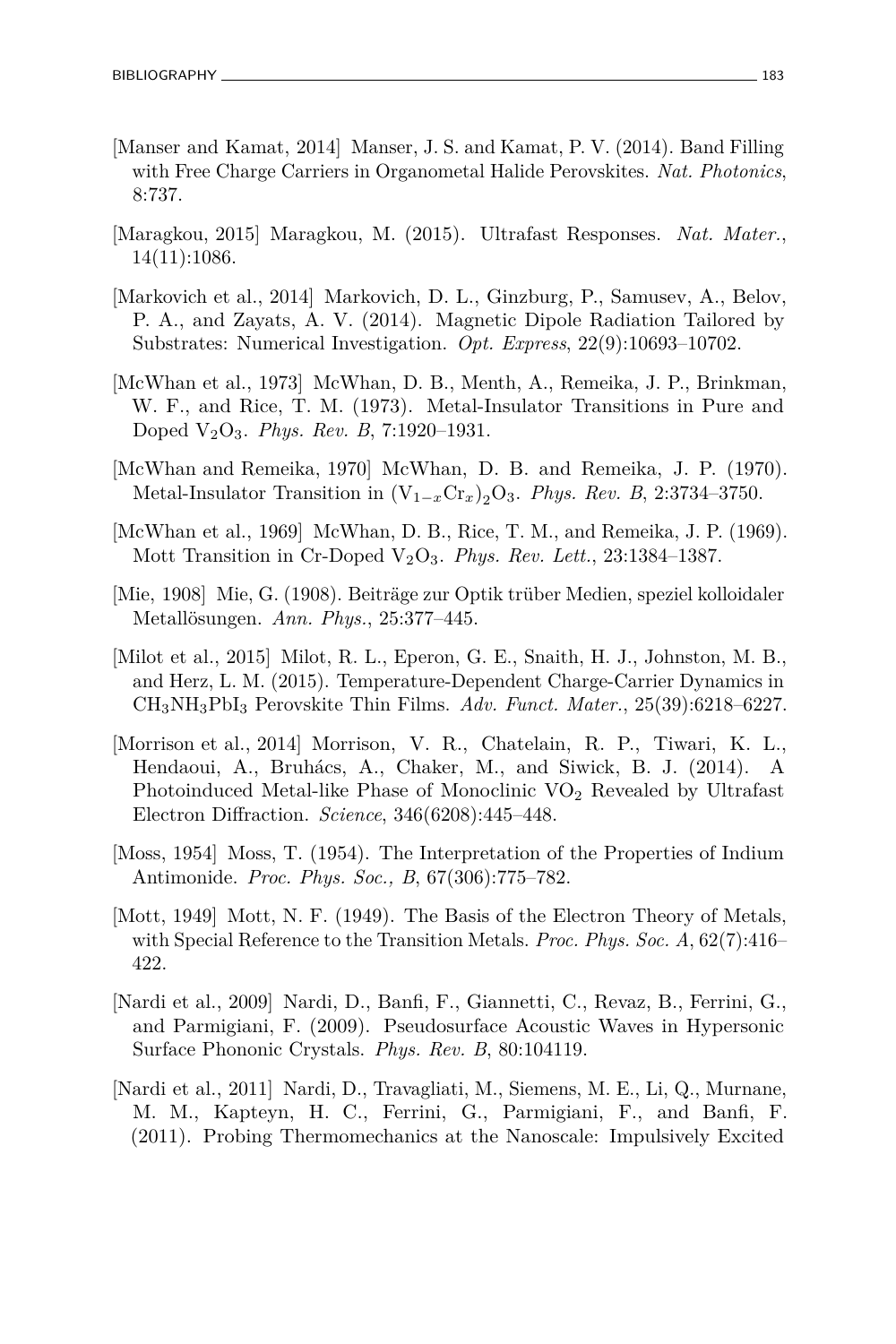[Manser and Kamat, 2014] Manser, J. S. and Kamat, P. V. (2014). Band Filling with Free Charge Carriers in Organometal Halide Perovskites. *Nat. Photonics*, 8:737.

[Maragkou, 2015] Maragkou, M. (2015). Ultrafast Responses. *Nat. Mater.*, 14(11):1086.

[Markovich et al., 2014] Markovich, D. L., Ginzburg, P., Samusev, A., Belov, P. A., and Zayats, A. V. (2014). Magnetic Dipole Radiation Tailored by Substrates: Numerical Investigation. *Opt. Express*, 22(9):10693–10702.

[McWhan et al., 1973] McWhan, D. B., Menth, A., Remeika, J. P., Brinkman, W. F., and Rice, T. M. (1973). Metal-Insulator Transitions in Pure and Doped $V_2O_3$. *Phys. Rev. B*, 7:1920–1931.

[McWhan and Remeika, 1970] McWhan, D. B. and Remeika, J. P. (1970). Metal-Insulator Transition in $(V_{1-x}Cr_x)_2O_3$. *Phys. Rev. B*, 2:3734–3750.

[McWhan et al., 1969] McWhan, D. B., Rice, T. M., and Remeika, J. P. (1969). Mott Transition in Cr-Doped $V_2O_3$. *Phys. Rev. Lett.*, 23:1384–1387.

[Mie, 1908] Mie, G. (1908). Beiträge zur Optik trüber Medien, speziel kolloidaler Metallösungen. *Ann. Phys.*, 25:377–445.

[Milot et al., 2015] Milot, R. L., Eperon, G. E., Snaith, H. J., Johnston, M. B., and Herz, L. M. (2015). Temperature-Dependent Charge-Carrier Dynamics in $CH_3NH_3PbI_3$ Perovskite Thin Films. *Adv. Funct. Mater.*, 25(39):6218–6227.

[Morrison et al., 2014] Morrison, V. R., Chatelain, R. P., Tiwari, K. L., Hendaoui, A., Bruhács, A., Chaker, M., and Siwick, B. J. (2014). A Photoinduced Metal-like Phase of Monoclinic $VO_2$ Revealed by Ultrafast Electron Diffraction. *Science*, 346(6208):445–448.

[Moss, 1954] Moss, T. (1954). The Interpretation of the Properties of Indium Antimonide. *Proc. Phys. Soc., B*, 67(306):775–782.

[Mott, 1949] Mott, N. F. (1949). The Basis of the Electron Theory of Metals, with Special Reference to the Transition Metals. *Proc. Phys. Soc. A*, 62(7):416–422.

[Nardi et al., 2009] Nardi, D., Banfi, F., Giannetti, C., Revaz, B., Ferrini, G., and Parmigiani, F. (2009). Pseudosurface Acoustic Waves in Hypersonic Surface Phononic Crystals. *Phys. Rev. B*, 80:104119.

[Nardi et al., 2011] Nardi, D., Travagliati, M., Siemens, M. E., Li, Q., Murnane, M. M., Kapteyn, H. C., Ferrini, G., Parmigiani, F., and Banfi, F. (2011). Probing Thermomechanics at the Nanoscale: Impulsively Excited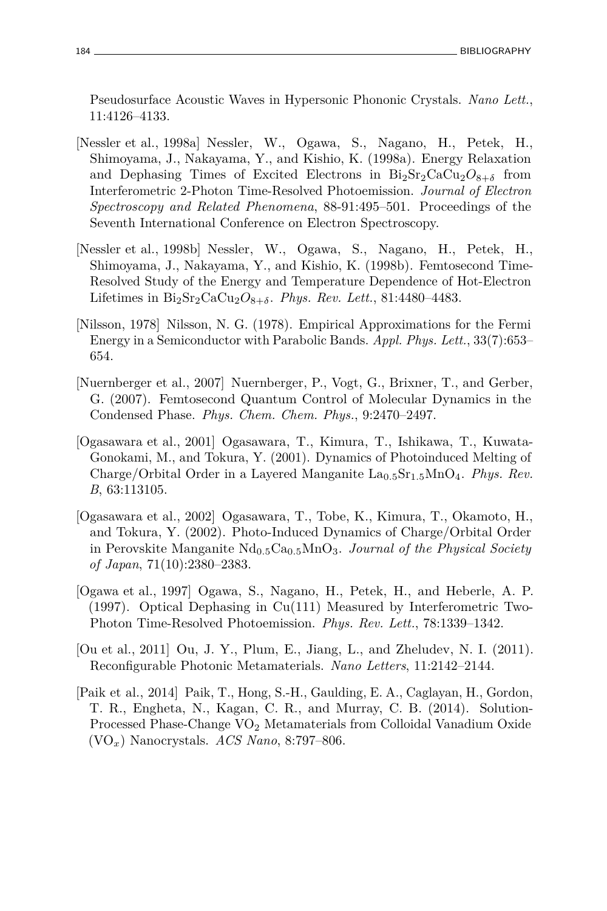Pseudosurface Acoustic Waves in Hypersonic Phononic Crystals. *Nano Lett.*, 11:4126–4133.

[Nessler et al., 1998a] Nessler, W., Ogawa, S., Nagano, H., Petek, H., Shimoyama, J., Nakayama, Y., and Kishio, K. (1998a). Energy Relaxation and Dephasing Times of Excited Electrons in $Bi_2Sr_2CaCu_2O_{8+\delta}$ from Interferometric 2-Photon Time-Resolved Photoemission. *Journal of Electron Spectroscopy and Related Phenomena*, 88-91:495–501. Proceedings of the Seventh International Conference on Electron Spectroscopy.

[Nessler et al., 1998b] Nessler, W., Ogawa, S., Nagano, H., Petek, H., Shimoyama, J., Nakayama, Y., and Kishio, K. (1998b). Femtosecond Time-Resolved Study of the Energy and Temperature Dependence of Hot-Electron Lifetimes in $Bi_2Sr_2CaCu_2O_{8+\delta}$. *Phys. Rev. Lett.*, 81:4480–4483.

[Nilsson, 1978] Nilsson, N. G. (1978). Empirical Approximations for the Fermi Energy in a Semiconductor with Parabolic Bands. *Appl. Phys. Lett.*, 33(7):653–654.

[Nuernberger et al., 2007] Nuernberger, P., Vogt, G., Brixner, T., and Gerber, G. (2007). Femtosecond Quantum Control of Molecular Dynamics in the Condensed Phase. *Phys. Chem. Chem. Phys.*, 9:2470–2497.

[Ogasawara et al., 2001] Ogasawara, T., Kimura, T., Ishikawa, T., Kuwata-Gonokami, M., and Tokura, Y. (2001). Dynamics of Photoinduced Melting of Charge/Orbital Order in a Layered Manganite $La_{0.5}Sr_{1.5}MnO_4$. *Phys. Rev. B*, 63:113105.

[Ogasawara et al., 2002] Ogasawara, T., Tobe, K., Kimura, T., Okamoto, H., and Tokura, Y. (2002). Photo-Induced Dynamics of Charge/Orbital Order in Perovskite Manganite $Nd_{0.5}Ca_{0.5}MnO_3$. *Journal of the Physical Society of Japan*, 71(10):2380–2383.

[Ogawa et al., 1997] Ogawa, S., Nagano, H., Petek, H., and Heberle, A. P. (1997). Optical Dephasing in Cu(111) Measured by Interferometric Two-Photon Time-Resolved Photoemission. *Phys. Rev. Lett.*, 78:1339–1342.

[Ou et al., 2011] Ou, J. Y., Plum, E., Jiang, L., and Zheludev, N. I. (2011). Reconfigurable Photonic Metamaterials. *Nano Letters*, 11:2142–2144.

[Paik et al., 2014] Paik, T., Hong, S.-H., Gaulding, E. A., Caglayan, H., Gordon, T. R., Engheta, N., Kagan, C. R., and Murray, C. B. (2014). Solution-Processed Phase-Change $VO_2$ Metamaterials from Colloidal Vanadium Oxide ($VO_x$) Nanocrystals. *ACS Nano*, 8:797–806.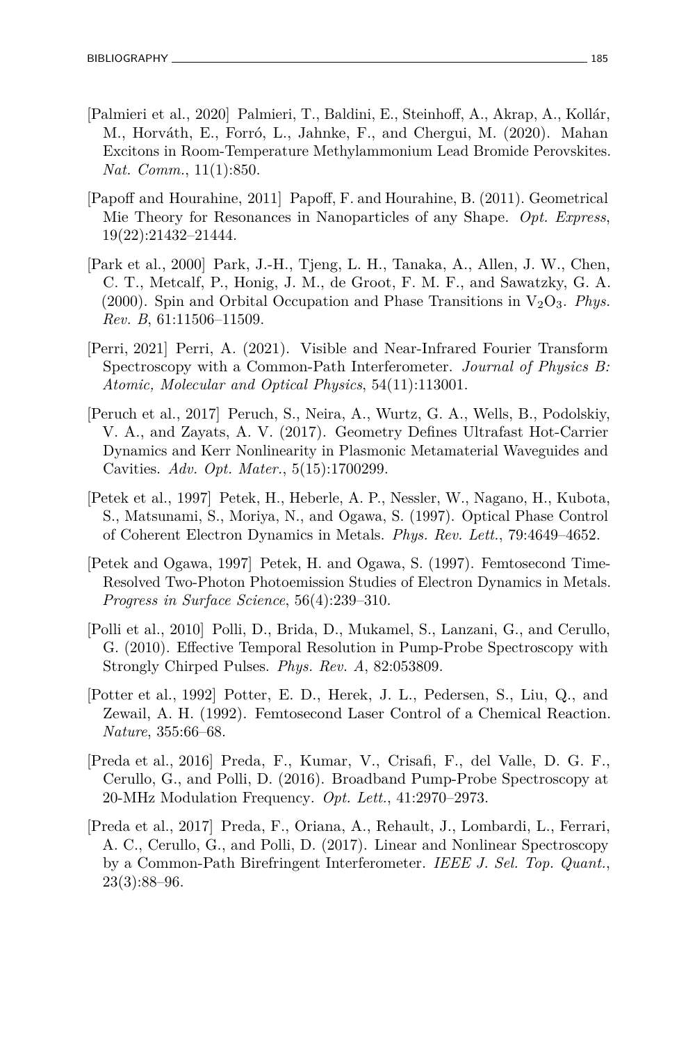[Palmieri et al., 2020] Palmieri, T., Baldini, E., Steinhoff, A., Akrap, A., Kollár, M., Horváth, E., Forró, L., Jahnke, F., and Chergui, M. (2020). Mahan Excitons in Room-Temperature Methylammonium Lead Bromide Perovskites. *Nat. Comm.*, 11(1):850.

[Papoff and Hourahine, 2011] Papoff, F. and Hourahine, B. (2011). Geometrical Mie Theory for Resonances in Nanoparticles of any Shape. *Opt. Express*, 19(22):21432–21444.

[Park et al., 2000] Park, J.-H., Tjeng, L. H., Tanaka, A., Allen, J. W., Chen, C. T., Metcalf, P., Honig, J. M., de Groot, F. M. F., and Sawatzky, G. A. (2000). Spin and Orbital Occupation and Phase Transitions in $V_2O_3$. *Phys. Rev. B*, 61:11506–11509.

[Perri, 2021] Perri, A. (2021). Visible and Near-Infrared Fourier Transform Spectroscopy with a Common-Path Interferometer. *Journal of Physics B: Atomic, Molecular and Optical Physics*, 54(11):113001.

[Peruch et al., 2017] Peruch, S., Neira, A., Wurtz, G. A., Wells, B., Podolskiy, V. A., and Zayats, A. V. (2017). Geometry Defines Ultrafast Hot-Carrier Dynamics and Kerr Nonlinearity in Plasmonic Metamaterial Waveguides and Cavities. *Adv. Opt. Mater.*, 5(15):1700299.

[Petek et al., 1997] Petek, H., Heberle, A. P., Nessler, W., Nagano, H., Kubota, S., Matsunami, S., Moriya, N., and Ogawa, S. (1997). Optical Phase Control of Coherent Electron Dynamics in Metals. *Phys. Rev. Lett.*, 79:4649–4652.

[Petek and Ogawa, 1997] Petek, H. and Ogawa, S. (1997). Femtosecond Time-Resolved Two-Photon Photoemission Studies of Electron Dynamics in Metals. *Progress in Surface Science*, 56(4):239–310.

[Polli et al., 2010] Polli, D., Brida, D., Mukamel, S., Lanzani, G., and Cerullo, G. (2010). Effective Temporal Resolution in Pump-Probe Spectroscopy with Strongly Chirped Pulses. *Phys. Rev. A*, 82:053809.

[Potter et al., 1992] Potter, E. D., Herek, J. L., Pedersen, S., Liu, Q., and Zewail, A. H. (1992). Femtosecond Laser Control of a Chemical Reaction. *Nature*, 355:66–68.

[Preda et al., 2016] Preda, F., Kumar, V., Crisafi, F., del Valle, D. G. F., Cerullo, G., and Polli, D. (2016). Broadband Pump-Probe Spectroscopy at 20-MHz Modulation Frequency. *Opt. Lett.*, 41:2970–2973.

[Preda et al., 2017] Preda, F., Oriana, A., Rehault, J., Lombardi, L., Ferrari, A. C., Cerullo, G., and Polli, D. (2017). Linear and Nonlinear Spectroscopy by a Common-Path Birefringent Interferometer. *IEEE J. Sel. Top. Quant.*, 23(3):88–96.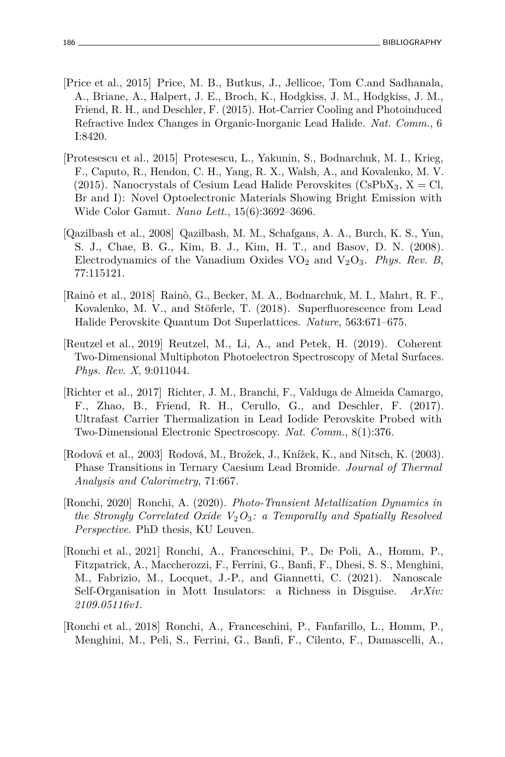[Price et al., 2015] Price, M. B., Butkus, J., Jellicoe, Tom C.and Sadhanala, A., Briane, A., Halpert, J. E., Broch, K., Hodgkiss, J. M., Hodgkiss, J. M., Friend, R. H., and Deschler, F. (2015). Hot-Carrier Cooling and Photoinduced Refractive Index Changes in Organic-Inorganic Lead Halide. *Nat. Comm.*, 6 I:8420.

[Protesescu et al., 2015] Protesescu, L., Yakunin, S., Bodnarchuk, M. I., Krieg, F., Caputo, R., Hendon, C. H., Yang, R. X., Walsh, A., and Kovalenko, M. V. (2015). Nanocrystals of Cesium Lead Halide Perovskites ($CsPbX_3$, X = Cl, Br and I): Novel Optoelectronic Materials Showing Bright Emission with Wide Color Gamut. *Nano Lett.*, 15(6):3692–3696.

[Qazilbash et al., 2008] Qazilbash, M. M., Schafgans, A. A., Burch, K. S., Yun, S. J., Chae, B. G., Kim, B. J., Kim, H. T., and Basov, D. N. (2008). Electrodynamics of the Vanadium Oxides $VO_2$ and $V_2O_3$. *Phys. Rev. B*, 77:115121.

[Rainò et al., 2018] Rainò, G., Becker, M. A., Bodnarchuk, M. I., Mahrt, R. F., Kovalenko, M. V., and Stöferle, T. (2018). Superfluorescence from Lead Halide Perovskite Quantum Dot Superlattices. *Nature*, 563:671–675.

[Reutzel et al., 2019] Reutzel, M., Li, A., and Petek, H. (2019). Coherent Two-Dimensional Multiphoton Photoelectron Spectroscopy of Metal Surfaces. *Phys. Rev. X*, 9:011044.

[Richter et al., 2017] Richter, J. M., Branchi, F., Valduga de Almeida Camargo, F., Zhao, B., Friend, R. H., Cerullo, G., and Deschler, F. (2017). Ultrafast Carrier Thermalization in Lead Iodide Perovskite Probed with Two-Dimensional Electronic Spectroscopy. *Nat. Comm.*, 8(1):376.

[Rodová et al., 2003] Rodová, M., Brožek, J., Knížek, K., and Nitsch, K. (2003). Phase Transitions in Ternary Caesium Lead Bromide. *Journal of Thermal Analysis and Calorimetry*, 71:667.

[Ronchi, 2020] Ronchi, A. (2020). *Photo-Transient Metallization Dynamics in the Strongly Correlated Oxide $V_2O_3$: a Temporally and Spatially Resolved Perspective*. PhD thesis, KU Leuven.

[Ronchi et al., 2021] Ronchi, A., Franceschini, P., De Poli, A., Homm, P., Fitzpatrick, A., Maccherozzi, F., Ferrini, G., Banfi, F., Dhesi, S. S., Menghini, M., Fabrizio, M., Locquet, J.-P., and Giannetti, C. (2021). Nanoscale Self-Organisation in Mott Insulators: a Richness in Disguise. *ArXiv: 2109.05116v1.*

[Ronchi et al., 2018] Ronchi, A., Franceschini, P., Fanfarillo, L., Homm, P., Menghini, M., Peli, S., Ferrini, G., Banfi, F., Cilento, F., Damascelli, A.,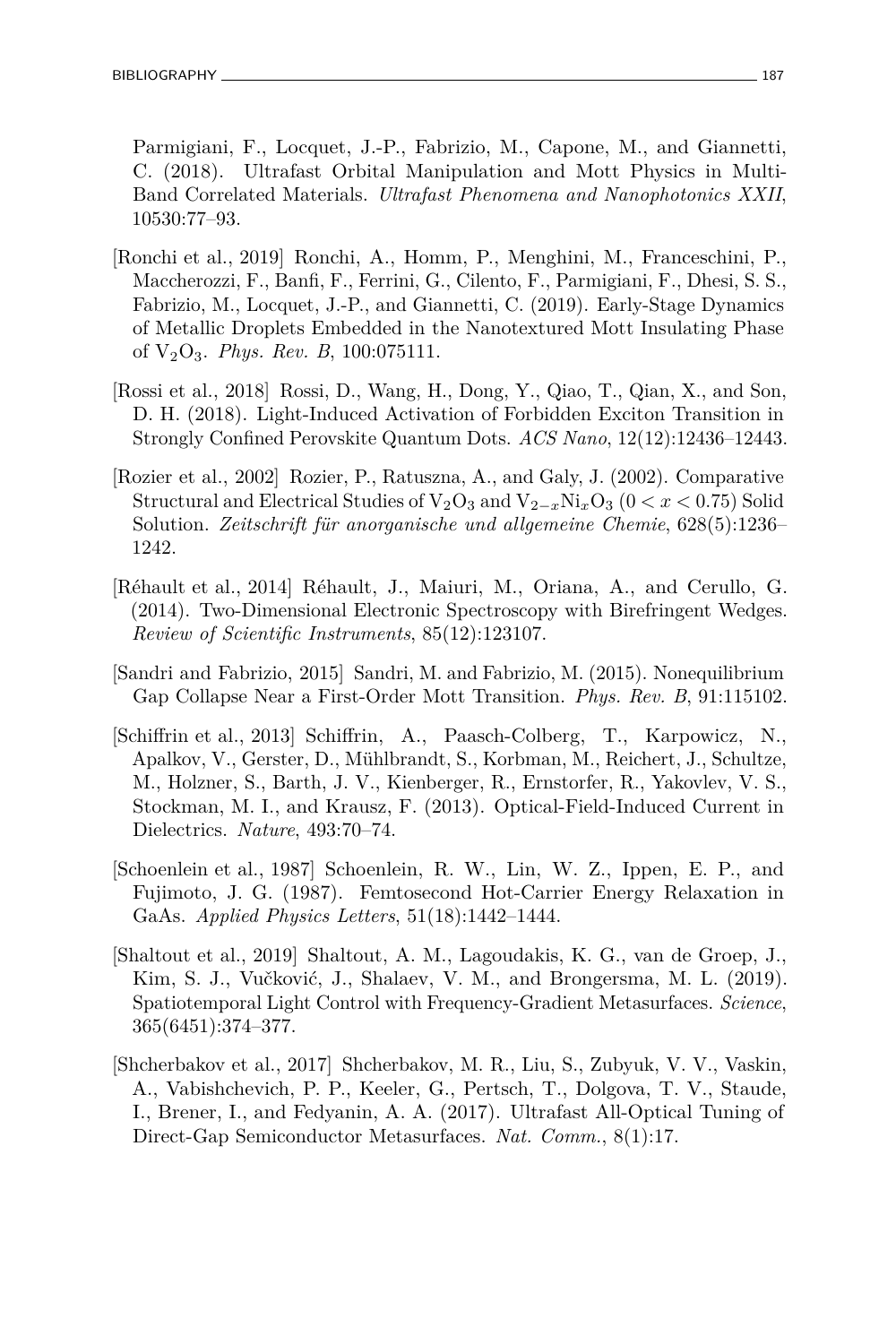Parmigiani, F., Locquet, J.-P., Fabrizio, M., Capone, M., and Giannetti, C. (2018). Ultrafast Orbital Manipulation and Mott Physics in Multi-Band Correlated Materials. *Ultrafast Phenomena and Nanophotonics XXII*, 10530:77–93.

[Ronchi et al., 2019] Ronchi, A., Homm, P., Menghini, M., Franceschini, P., Maccherozzi, F., Banfi, F., Ferrini, G., Cilento, F., Parmigiani, F., Dhesi, S. S., Fabrizio, M., Locquet, J.-P., and Giannetti, C. (2019). Early-Stage Dynamics of Metallic Droplets Embedded in the Nanotextured Mott Insulating Phase of $V_2O_3$. *Phys. Rev. B*, 100:075111.

[Rossi et al., 2018] Rossi, D., Wang, H., Dong, Y., Qiao, T., Qian, X., and Son, D. H. (2018). Light-Induced Activation of Forbidden Exciton Transition in Strongly Confined Perovskite Quantum Dots. *ACS Nano*, 12(12):12436–12443.

[Rozier et al., 2002] Rozier, P., Ratuszna, A., and Galy, J. (2002). Comparative Structural and Electrical Studies of $V_2O_3$ and $V_{2-x}Ni_xO_3$ $(0 < x < 0.75)$ Solid Solution. *Zeitschrift für anorganische und allgemeine Chemie*, 628(5):1236–1242.

[Réhault et al., 2014] Réhault, J., Maiuri, M., Oriana, A., and Cerullo, G. (2014). Two-Dimensional Electronic Spectroscopy with Birefringent Wedges. *Review of Scientific Instruments*, 85(12):123107.

[Sandri and Fabrizio, 2015] Sandri, M. and Fabrizio, M. (2015). Nonequilibrium Gap Collapse Near a First-Order Mott Transition. *Phys. Rev. B*, 91:115102.

[Schiffrin et al., 2013] Schiffrin, A., Paasch-Colberg, T., Karpowicz, N., Apalkov, V., Gerster, D., Mühlbrandt, S., Korbman, M., Reichert, J., Schultze, M., Holzner, S., Barth, J. V., Kienberger, R., Ernstorfer, R., Yakovlev, V. S., Stockman, M. I., and Krausz, F. (2013). Optical-Field-Induced Current in Dielectrics. *Nature*, 493:70–74.

[Schoenlein et al., 1987] Schoenlein, R. W., Lin, W. Z., Ippen, E. P., and Fujimoto, J. G. (1987). Femtosecond Hot-Carrier Energy Relaxation in GaAs. *Applied Physics Letters*, 51(18):1442–1444.

[Shaltout et al., 2019] Shaltout, A. M., Lagoudakis, K. G., van de Groep, J., Kim, S. J., Vučković, J., Shalaev, V. M., and Brongersma, M. L. (2019). Spatiotemporal Light Control with Frequency-Gradient Metasurfaces. *Science*, 365(6451):374–377.

[Shcherbakov et al., 2017] Shcherbakov, M. R., Liu, S., Zubyuk, V. V., Vaskin, A., Vabishchevich, P. P., Keeler, G., Pertsch, T., Dolgova, T. V., Staude, I., Brener, I., and Fedyanin, A. A. (2017). Ultrafast All-Optical Tuning of Direct-Gap Semiconductor Metasurfaces. *Nat. Comm.*, 8(1):17.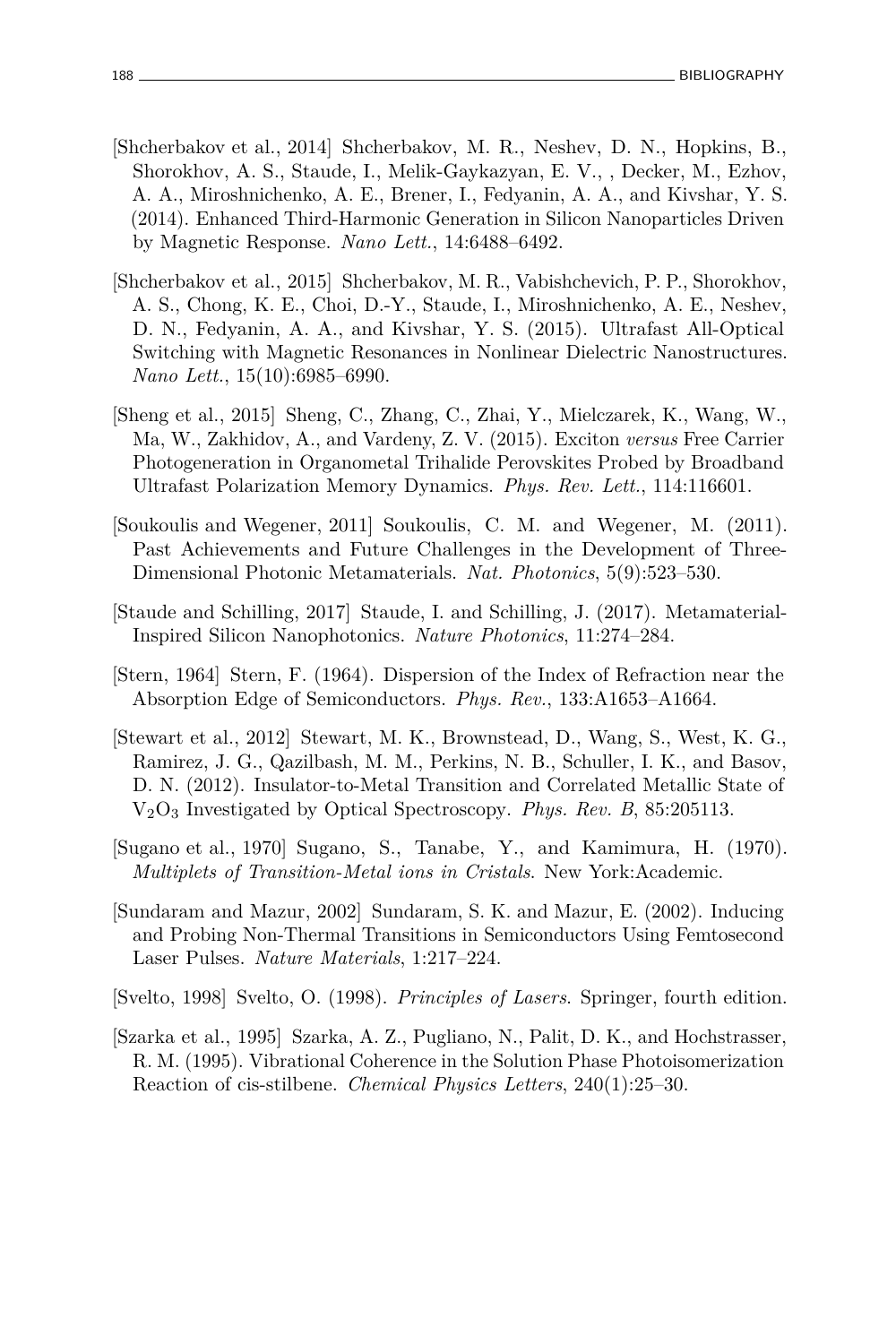[Shcherbakov et al., 2014] Shcherbakov, M. R., Neshev, D. N., Hopkins, B., Shorokhov, A. S., Staude, I., Melik-Gaykazyan, E. V., , Decker, M., Ezhov, A. A., Miroshnichenko, A. E., Brener, I., Fedyanin, A. A., and Kivshar, Y. S. (2014). Enhanced Third-Harmonic Generation in Silicon Nanoparticles Driven by Magnetic Response. *Nano Lett.*, 14:6488–6492.

[Shcherbakov et al., 2015] Shcherbakov, M. R., Vabishchevich, P. P., Shorokhov, A. S., Chong, K. E., Choi, D.-Y., Staude, I., Miroshnichenko, A. E., Neshev, D. N., Fedyanin, A. A., and Kivshar, Y. S. (2015). Ultrafast All-Optical Switching with Magnetic Resonances in Nonlinear Dielectric Nanostructures. *Nano Lett.*, 15(10):6985–6990.

[Sheng et al., 2015] Sheng, C., Zhang, C., Zhai, Y., Mielczarek, K., Wang, W., Ma, W., Zakhidov, A., and Vardeny, Z. V. (2015). Exciton *versus* Free Carrier Photogeneration in Organometal Trihalide Perovskites Probed by Broadband Ultrafast Polarization Memory Dynamics. *Phys. Rev. Lett.*, 114:116601.

[Soukoulis and Wegener, 2011] Soukoulis, C. M. and Wegener, M. (2011). Past Achievements and Future Challenges in the Development of Three-Dimensional Photonic Metamaterials. *Nat. Photonics*, 5(9):523–530.

[Staude and Schilling, 2017] Staude, I. and Schilling, J. (2017). Metamaterial-Inspired Silicon Nanophotonics. *Nature Photonics*, 11:274–284.

[Stern, 1964] Stern, F. (1964). Dispersion of the Index of Refraction near the Absorption Edge of Semiconductors. *Phys. Rev.*, 133:A1653–A1664.

[Stewart et al., 2012] Stewart, M. K., Brownstead, D., Wang, S., West, K. G., Ramirez, J. G., Qazilbash, M. M., Perkins, N. B., Schuller, I. K., and Basov, D. N. (2012). Insulator-to-Metal Transition and Correlated Metallic State of $V_2O_3$ Investigated by Optical Spectroscopy. *Phys. Rev. B*, 85:205113.

[Sugano et al., 1970] Sugano, S., Tanabe, Y., and Kamimura, H. (1970). *Multiplets of Transition-Metal ions in Cristals*. New York:Academic.

[Sundaram and Mazur, 2002] Sundaram, S. K. and Mazur, E. (2002). Inducing and Probing Non-Thermal Transitions in Semiconductors Using Femtosecond Laser Pulses. *Nature Materials*, 1:217–224.

[Svelto, 1998] Svelto, O. (1998). *Principles of Lasers*. Springer, fourth edition.

[Szarka et al., 1995] Szarka, A. Z., Pugliano, N., Palit, D. K., and Hochstrasser, R. M. (1995). Vibrational Coherence in the Solution Phase Photoisomerization Reaction of cis-stilbene. *Chemical Physics Letters*, 240(1):25–30.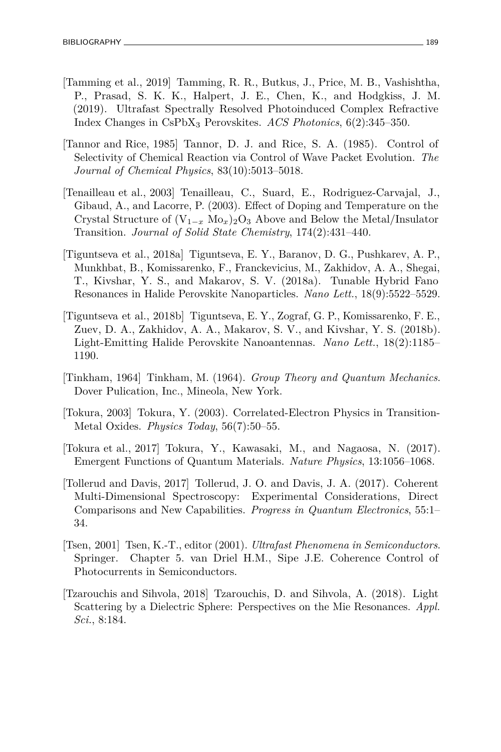[Tamming et al., 2019] Tamming, R. R., Butkus, J., Price, M. B., Vashishtha, P., Prasad, S. K. K., Halpert, J. E., Chen, K., and Hodgkiss, J. M. (2019). Ultrafast Spectrally Resolved Photoinduced Complex Refractive Index Changes in $CsPbX_3$ Perovskites. *ACS Photonics*, 6(2):345–350.

[Tannor and Rice, 1985] Tannor, D. J. and Rice, S. A. (1985). Control of Selectivity of Chemical Reaction via Control of Wave Packet Evolution. *The Journal of Chemical Physics*, 83(10):5013–5018.

[Tenailleau et al., 2003] Tenailleau, C., Suard, E., Rodriguez-Carvajal, J., Gibaud, A., and Lacorre, P. (2003). Effect of Doping and Temperature on the Crystal Structure of $(V_{1-x}\,Mo_x)_2O_3$ Above and Below the Metal/Insulator Transition. *Journal of Solid State Chemistry*, 174(2):431–440.

[Tiguntseva et al., 2018a] Tiguntseva, E. Y., Baranov, D. G., Pushkarev, A. P., Munkhbat, B., Komissarenko, F., Franckevicius, M., Zakhidov, A. A., Shegai, T., Kivshar, Y. S., and Makarov, S. V. (2018a). Tunable Hybrid Fano Resonances in Halide Perovskite Nanoparticles. *Nano Lett.*, 18(9):5522–5529.

[Tiguntseva et al., 2018b] Tiguntseva, E. Y., Zograf, G. P., Komissarenko, F. E., Zuev, D. A., Zakhidov, A. A., Makarov, S. V., and Kivshar, Y. S. (2018b). Light-Emitting Halide Perovskite Nanoantennas. *Nano Lett.*, 18(2):1185–1190.

[Tinkham, 1964] Tinkham, M. (1964). *Group Theory and Quantum Mechanics*. Dover Pulication, Inc., Mineola, New York.

[Tokura, 2003] Tokura, Y. (2003). Correlated-Electron Physics in Transition-Metal Oxides. *Physics Today*, 56(7):50–55.

[Tokura et al., 2017] Tokura, Y., Kawasaki, M., and Nagaosa, N. (2017). Emergent Functions of Quantum Materials. *Nature Physics*, 13:1056–1068.

[Tollerud and Davis, 2017] Tollerud, J. O. and Davis, J. A. (2017). Coherent Multi-Dimensional Spectroscopy: Experimental Considerations, Direct Comparisons and New Capabilities. *Progress in Quantum Electronics*, 55:1–34.

[Tsen, 2001] Tsen, K.-T., editor (2001). *Ultrafast Phenomena in Semiconductors*. Springer. Chapter 5. van Driel H.M., Sipe J.E. Coherence Control of Photocurrents in Semiconductors.

[Tzarouchis and Sihvola, 2018] Tzarouchis, D. and Sihvola, A. (2018). Light Scattering by a Dielectric Sphere: Perspectives on the Mie Resonances. *Appl. Sci.*, 8:184.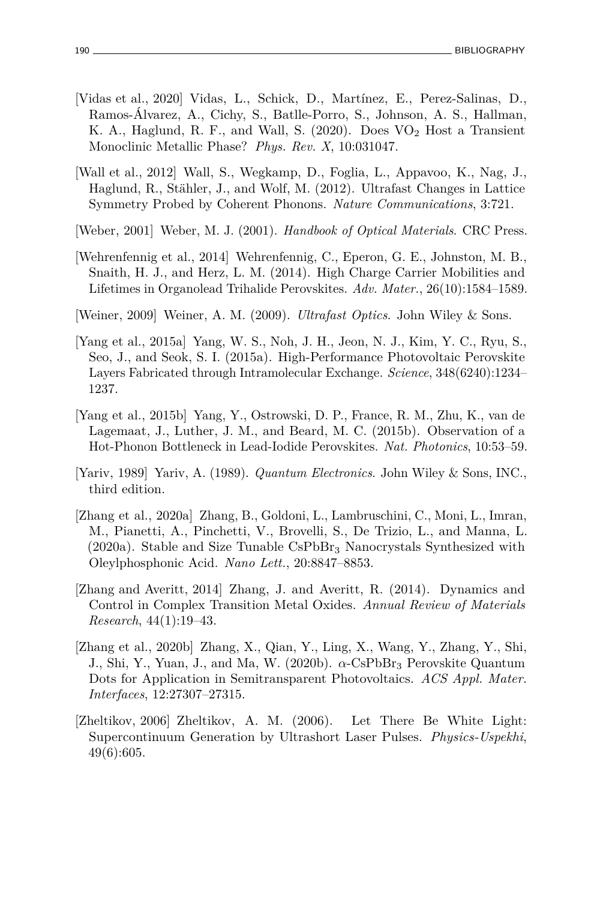[Vidas et al., 2020] Vidas, L., Schick, D., Martínez, E., Perez-Salinas, D., Ramos-Álvarez, A., Cichy, S., Batlle-Porro, S., Johnson, A. S., Hallman, K. A., Haglund, R. F., and Wall, S. (2020). Does $VO_2$ Host a Transient Monoclinic Metallic Phase? *Phys. Rev. X*, 10:031047.

[Wall et al., 2012] Wall, S., Wegkamp, D., Foglia, L., Appavoo, K., Nag, J., Haglund, R., Stähler, J., and Wolf, M. (2012). Ultrafast Changes in Lattice Symmetry Probed by Coherent Phonons. *Nature Communications*, 3:721.

[Weber, 2001] Weber, M. J. (2001). *Handbook of Optical Materials*. CRC Press.

[Wehrenfennig et al., 2014] Wehrenfennig, C., Eperon, G. E., Johnston, M. B., Snaith, H. J., and Herz, L. M. (2014). High Charge Carrier Mobilities and Lifetimes in Organolead Trihalide Perovskites. *Adv. Mater.*, 26(10):1584–1589.

[Weiner, 2009] Weiner, A. M. (2009). *Ultrafast Optics*. John Wiley & Sons.

[Yang et al., 2015a] Yang, W. S., Noh, J. H., Jeon, N. J., Kim, Y. C., Ryu, S., Seo, J., and Seok, S. I. (2015a). High-Performance Photovoltaic Perovskite Layers Fabricated through Intramolecular Exchange. *Science*, 348(6240):1234–1237.

[Yang et al., 2015b] Yang, Y., Ostrowski, D. P., France, R. M., Zhu, K., van de Lagemaat, J., Luther, J. M., and Beard, M. C. (2015b). Observation of a Hot-Phonon Bottleneck in Lead-Iodide Perovskites. *Nat. Photonics*, 10:53–59.

[Yariv, 1989] Yariv, A. (1989). *Quantum Electronics*. John Wiley & Sons, INC., third edition.

[Zhang et al., 2020a] Zhang, B., Goldoni, L., Lambruschini, C., Moni, L., Imran, M., Pianetti, A., Pinchetti, V., Brovelli, S., De Trizio, L., and Manna, L. (2020a). Stable and Size Tunable $CsPbBr_3$ Nanocrystals Synthesized with Oleylphosphonic Acid. *Nano Lett.*, 20:8847–8853.

[Zhang and Averitt, 2014] Zhang, J. and Averitt, R. (2014). Dynamics and Control in Complex Transition Metal Oxides. *Annual Review of Materials Research*, 44(1):19–43.

[Zhang et al., 2020b] Zhang, X., Qian, Y., Ling, X., Wang, Y., Zhang, Y., Shi, J., Shi, Y., Yuan, J., and Ma, W. (2020b). $\alpha$-$CsPbBr_3$ Perovskite Quantum Dots for Application in Semitransparent Photovoltaics. *ACS Appl. Mater. Interfaces*, 12:27307–27315.

[Zheltikov, 2006] Zheltikov, A. M. (2006). Let There Be White Light: Supercontinuum Generation by Ultrashort Laser Pulses. *Physics-Uspekhi*, 49(6):605.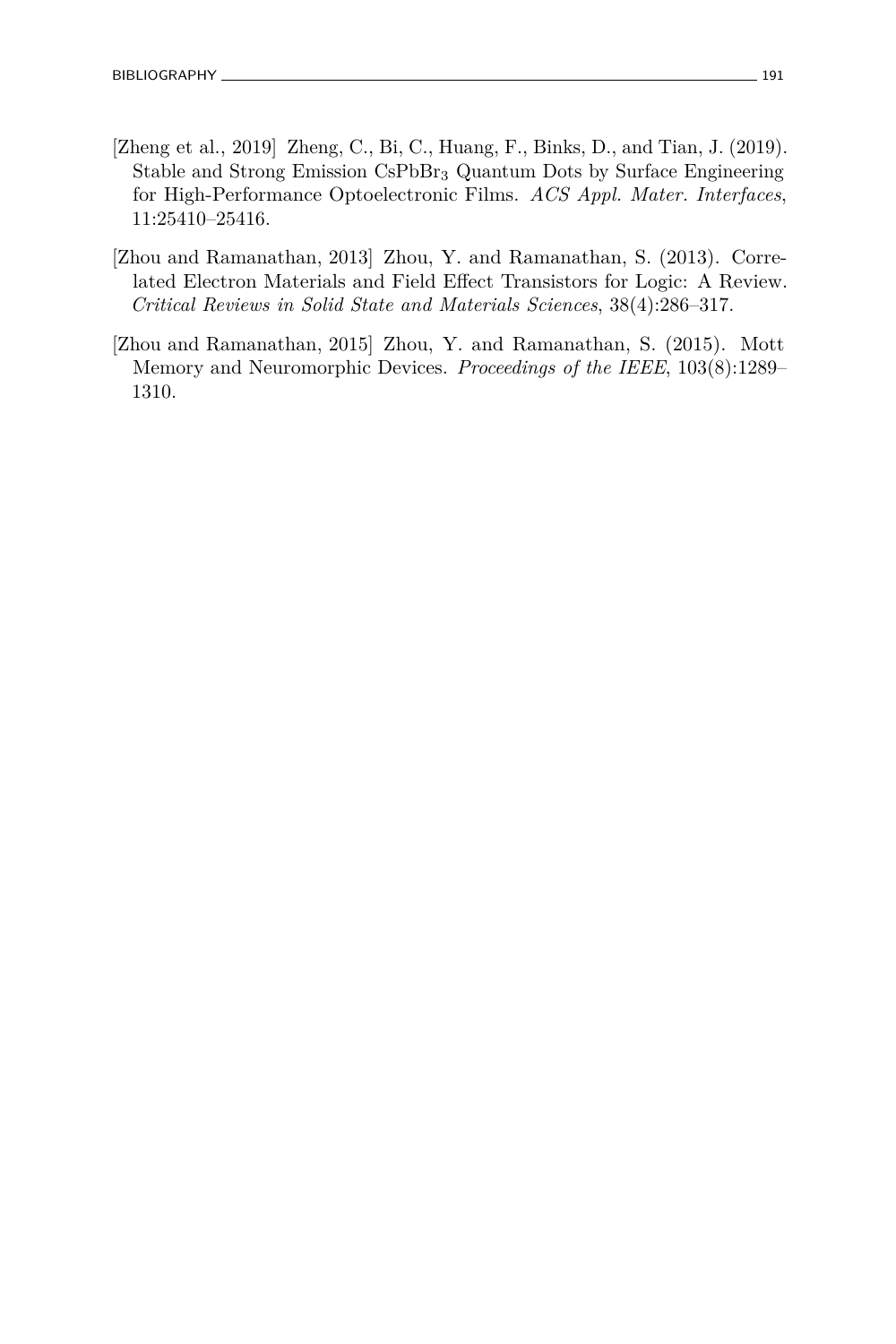[Zheng et al., 2019] Zheng, C., Bi, C., Huang, F., Binks, D., and Tian, J. (2019). Stable and Strong Emission $CsPbBr_3$ Quantum Dots by Surface Engineering for High-Performance Optoelectronic Films. *ACS Appl. Mater. Interfaces*, 11:25410–25416.

[Zhou and Ramanathan, 2013] Zhou, Y. and Ramanathan, S. (2013). Correlated Electron Materials and Field Effect Transistors for Logic: A Review. *Critical Reviews in Solid State and Materials Sciences*, 38(4):286–317.

[Zhou and Ramanathan, 2015] Zhou, Y. and Ramanathan, S. (2015). Mott Memory and Neuromorphic Devices. *Proceedings of the IEEE*, 103(8):1289–1310.